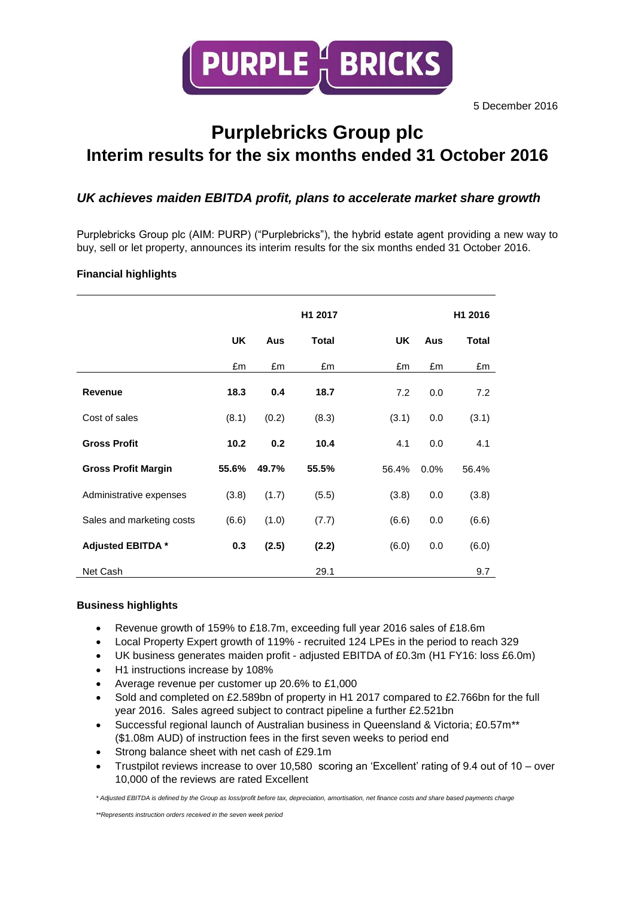5 December 2016

# Purplebricks Group plc
# Interim results for the six months ended 31 October 2016

## *UK achieves maiden EBITDA profit, plans to accelerate market share growth*

Purplebricks Group plc (AIM: PURP) ("Purplebricks"), the hybrid estate agent providing a new way to buy, sell or let property, announces its interim results for the six months ended 31 October 2016.

**Financial highlights**

| | H1 2017 | | | H1 2016 | | |
|---|---|---|---|---|---|---|
| | **UK** | **Aus** | **Total** | **UK** | **Aus** | **Total** |
| | £m | £m | £m | £m | £m | £m |
| **Revenue** | **18.3** | **0.4** | **18.7** | 7.2 | 0.0 | 7.2 |
| Cost of sales | (8.1) | (0.2) | (8.3) | (3.1) | 0.0 | (3.1) |
| **Gross Profit** | **10.2** | **0.2** | **10.4** | 4.1 | 0.0 | 4.1 |
| **Gross Profit Margin** | **55.6%** | **49.7%** | **55.5%** | 56.4% | 0.0% | 56.4% |
| Administrative expenses | (3.8) | (1.7) | (5.5) | (3.8) | 0.0 | (3.8) |
| Sales and marketing costs | (6.6) | (1.0) | (7.7) | (6.6) | 0.0 | (6.6) |
| **Adjusted EBITDA \*** | **0.3** | **(2.5)** | **(2.2)** | (6.0) | 0.0 | (6.0) |
| Net Cash | | | 29.1 | | | 9.7 |

**Business highlights**

- Revenue growth of 159% to £18.7m, exceeding full year 2016 sales of £18.6m
- Local Property Expert growth of 119% - recruited 124 LPEs in the period to reach 329
- UK business generates maiden profit - adjusted EBITDA of £0.3m (H1 FY16: loss £6.0m)
- H1 instructions increase by 108%
- Average revenue per customer up 20.6% to £1,000
- Sold and completed on £2.589bn of property in H1 2017 compared to £2.766bn for the full year 2016. Sales agreed subject to contract pipeline a further £2.521bn
- Successful regional launch of Australian business in Queensland & Victoria; £0.57m\*\* ($1.08m AUD) of instruction fees in the first seven weeks to period end
- Strong balance sheet with net cash of £29.1m
- Trustpilot reviews increase to over 10,580 scoring an 'Excellent' rating of 9.4 out of 10 – over 10,000 of the reviews are rated Excellent

*\* Adjusted EBITDA is defined by the Group as loss/profit before tax, depreciation, amortisation, net finance costs and share based payments charge*

*\*\*Represents instruction orders received in the seven week period*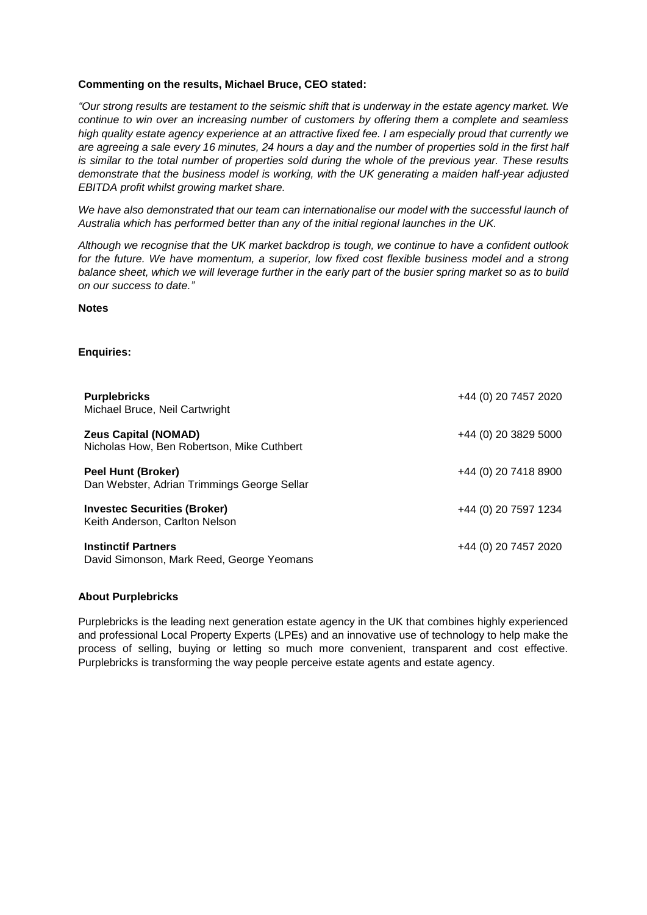**Commenting on the results, Michael Bruce, CEO stated:**

*"Our strong results are testament to the seismic shift that is underway in the estate agency market. We continue to win over an increasing number of customers by offering them a complete and seamless high quality estate agency experience at an attractive fixed fee. I am especially proud that currently we are agreeing a sale every 16 minutes, 24 hours a day and the number of properties sold in the first half is similar to the total number of properties sold during the whole of the previous year. These results demonstrate that the business model is working, with the UK generating a maiden half-year adjusted EBITDA profit whilst growing market share.*

*We have also demonstrated that our team can internationalise our model with the successful launch of Australia which has performed better than any of the initial regional launches in the UK.*

*Although we recognise that the UK market backdrop is tough, we continue to have a confident outlook for the future. We have momentum, a superior, low fixed cost flexible business model and a strong balance sheet, which we will leverage further in the early part of the busier spring market so as to build on our success to date."*

**Notes**

**Enquiries:**

| | |
|---|---|
| **Purplebricks**<br>Michael Bruce, Neil Cartwright | +44 (0) 20 7457 2020 |
| **Zeus Capital (NOMAD)**<br>Nicholas How, Ben Robertson, Mike Cuthbert | +44 (0) 20 3829 5000 |
| **Peel Hunt (Broker)**<br>Dan Webster, Adrian Trimmings George Sellar | +44 (0) 20 7418 8900 |
| **Investec Securities (Broker)**<br>Keith Anderson, Carlton Nelson | +44 (0) 20 7597 1234 |
| **Instinctif Partners**<br>David Simonson, Mark Reed, George Yeomans | +44 (0) 20 7457 2020 |

**About Purplebricks**

Purplebricks is the leading next generation estate agency in the UK that combines highly experienced and professional Local Property Experts (LPEs) and an innovative use of technology to help make the process of selling, buying or letting so much more convenient, transparent and cost effective. Purplebricks is transforming the way people perceive estate agents and estate agency.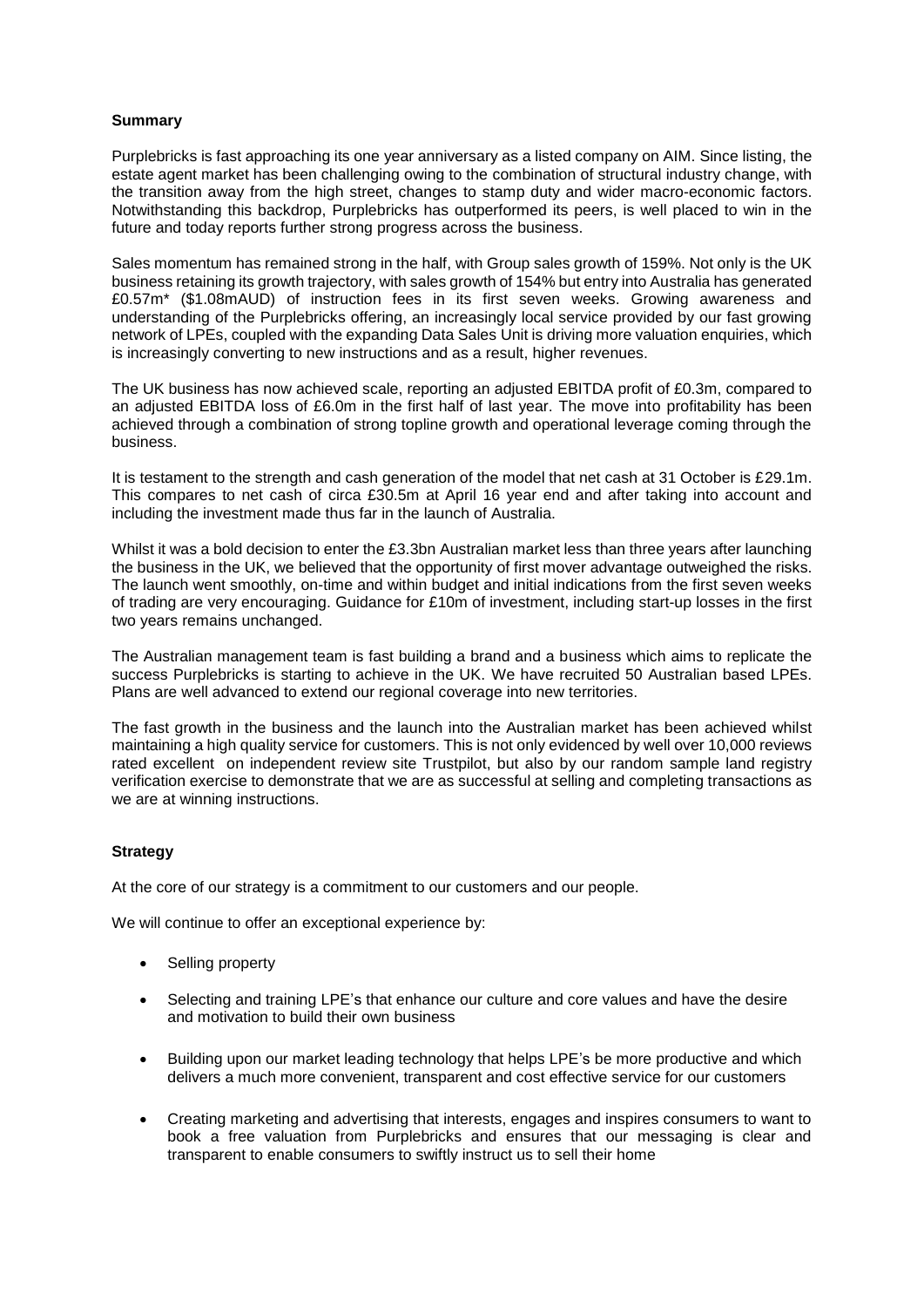**Summary**

Purplebricks is fast approaching its one year anniversary as a listed company on AIM. Since listing, the estate agent market has been challenging owing to the combination of structural industry change, with the transition away from the high street, changes to stamp duty and wider macro-economic factors. Notwithstanding this backdrop, Purplebricks has outperformed its peers, is well placed to win in the future and today reports further strong progress across the business.

Sales momentum has remained strong in the half, with Group sales growth of 159%. Not only is the UK business retaining its growth trajectory, with sales growth of 154% but entry into Australia has generated £0.57m* ($1.08mAUD) of instruction fees in its first seven weeks. Growing awareness and understanding of the Purplebricks offering, an increasingly local service provided by our fast growing network of LPEs, coupled with the expanding Data Sales Unit is driving more valuation enquiries, which is increasingly converting to new instructions and as a result, higher revenues.

The UK business has now achieved scale, reporting an adjusted EBITDA profit of £0.3m, compared to an adjusted EBITDA loss of £6.0m in the first half of last year. The move into profitability has been achieved through a combination of strong topline growth and operational leverage coming through the business.

It is testament to the strength and cash generation of the model that net cash at 31 October is £29.1m. This compares to net cash of circa £30.5m at April 16 year end and after taking into account and including the investment made thus far in the launch of Australia.

Whilst it was a bold decision to enter the £3.3bn Australian market less than three years after launching the business in the UK, we believed that the opportunity of first mover advantage outweighed the risks. The launch went smoothly, on-time and within budget and initial indications from the first seven weeks of trading are very encouraging. Guidance for £10m of investment, including start-up losses in the first two years remains unchanged.

The Australian management team is fast building a brand and a business which aims to replicate the success Purplebricks is starting to achieve in the UK. We have recruited 50 Australian based LPEs. Plans are well advanced to extend our regional coverage into new territories.

The fast growth in the business and the launch into the Australian market has been achieved whilst maintaining a high quality service for customers. This is not only evidenced by well over 10,000 reviews rated excellent on independent review site Trustpilot, but also by our random sample land registry verification exercise to demonstrate that we are as successful at selling and completing transactions as we are at winning instructions.

**Strategy**

At the core of our strategy is a commitment to our customers and our people.

We will continue to offer an exceptional experience by:

- Selling property
- Selecting and training LPE's that enhance our culture and core values and have the desire and motivation to build their own business
- Building upon our market leading technology that helps LPE's be more productive and which delivers a much more convenient, transparent and cost effective service for our customers
- Creating marketing and advertising that interests, engages and inspires consumers to want to book a free valuation from Purplebricks and ensures that our messaging is clear and transparent to enable consumers to swiftly instruct us to sell their home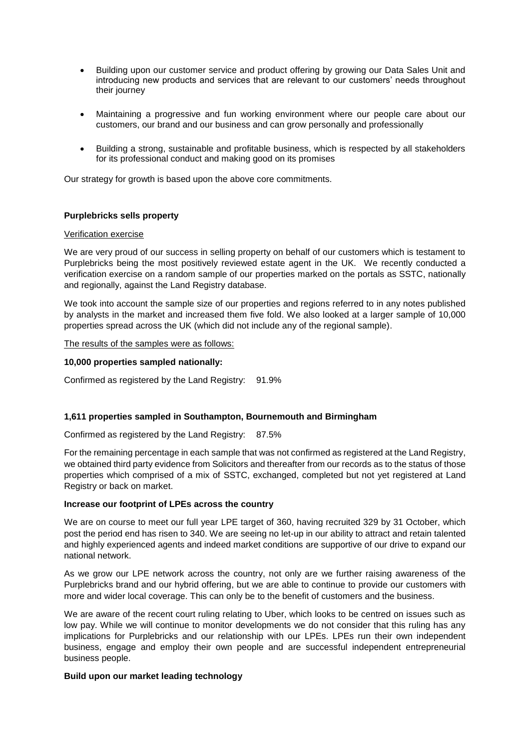- Building upon our customer service and product offering by growing our Data Sales Unit and introducing new products and services that are relevant to our customers' needs throughout their journey
- Maintaining a progressive and fun working environment where our people care about our customers, our brand and our business and can grow personally and professionally
- Building a strong, sustainable and profitable business, which is respected by all stakeholders for its professional conduct and making good on its promises

Our strategy for growth is based upon the above core commitments.

**Purplebricks sells property**

Verification exercise

We are very proud of our success in selling property on behalf of our customers which is testament to Purplebricks being the most positively reviewed estate agent in the UK. We recently conducted a verification exercise on a random sample of our properties marked on the portals as SSTC, nationally and regionally, against the Land Registry database.

We took into account the sample size of our properties and regions referred to in any notes published by analysts in the market and increased them five fold. We also looked at a larger sample of 10,000 properties spread across the UK (which did not include any of the regional sample).

The results of the samples were as follows:

**10,000 properties sampled nationally:**

Confirmed as registered by the Land Registry: 91.9%

**1,611 properties sampled in Southampton, Bournemouth and Birmingham**

Confirmed as registered by the Land Registry: 87.5%

For the remaining percentage in each sample that was not confirmed as registered at the Land Registry, we obtained third party evidence from Solicitors and thereafter from our records as to the status of those properties which comprised of a mix of SSTC, exchanged, completed but not yet registered at Land Registry or back on market.

**Increase our footprint of LPEs across the country**

We are on course to meet our full year LPE target of 360, having recruited 329 by 31 October, which post the period end has risen to 340. We are seeing no let-up in our ability to attract and retain talented and highly experienced agents and indeed market conditions are supportive of our drive to expand our national network.

As we grow our LPE network across the country, not only are we further raising awareness of the Purplebricks brand and our hybrid offering, but we are able to continue to provide our customers with more and wider local coverage. This can only be to the benefit of customers and the business.

We are aware of the recent court ruling relating to Uber, which looks to be centred on issues such as low pay. While we will continue to monitor developments we do not consider that this ruling has any implications for Purplebricks and our relationship with our LPEs. LPEs run their own independent business, engage and employ their own people and are successful independent entrepreneurial business people.

**Build upon our market leading technology**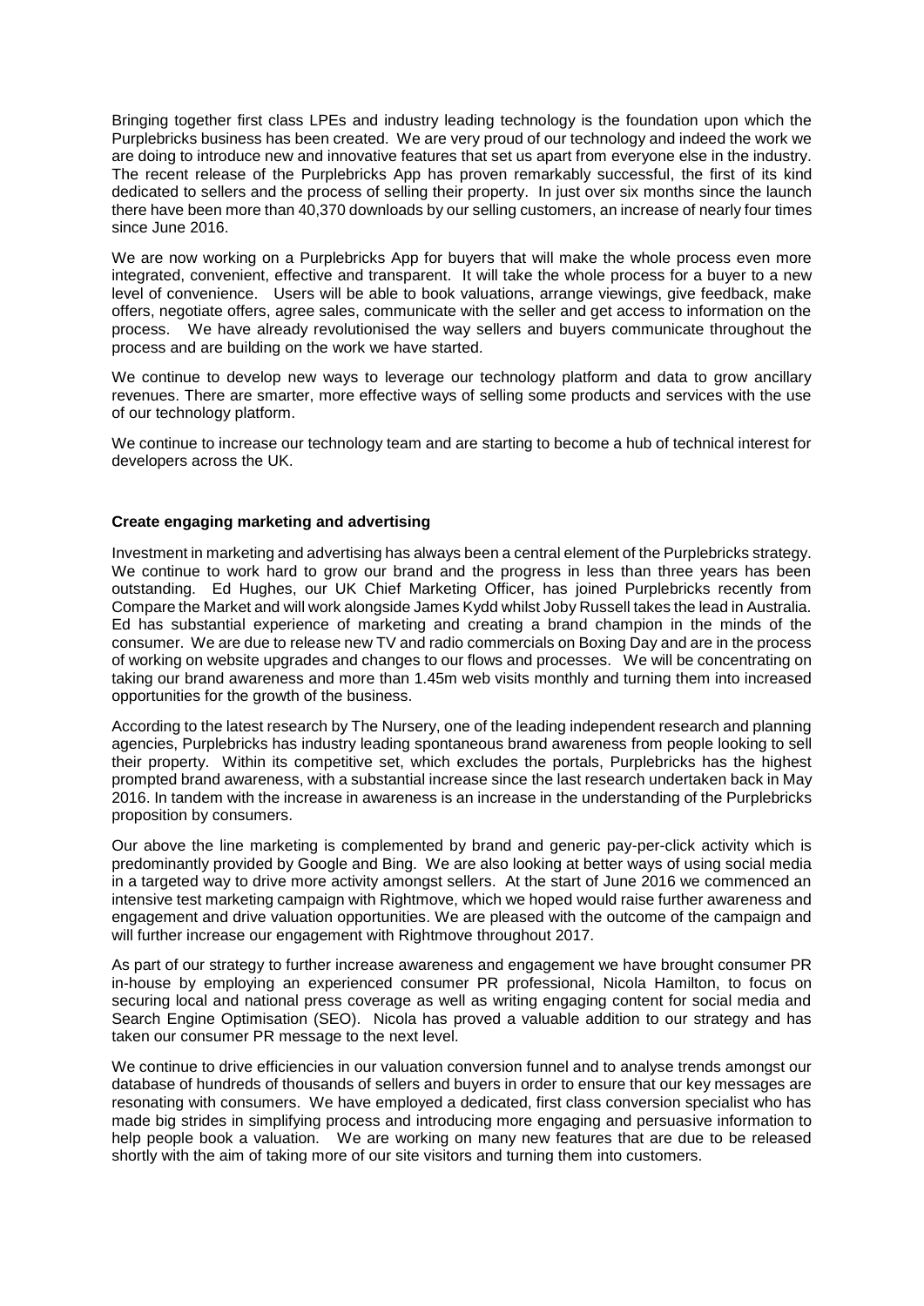Bringing together first class LPEs and industry leading technology is the foundation upon which the Purplebricks business has been created. We are very proud of our technology and indeed the work we are doing to introduce new and innovative features that set us apart from everyone else in the industry. The recent release of the Purplebricks App has proven remarkably successful, the first of its kind dedicated to sellers and the process of selling their property. In just over six months since the launch there have been more than 40,370 downloads by our selling customers, an increase of nearly four times since June 2016.

We are now working on a Purplebricks App for buyers that will make the whole process even more integrated, convenient, effective and transparent. It will take the whole process for a buyer to a new level of convenience. Users will be able to book valuations, arrange viewings, give feedback, make offers, negotiate offers, agree sales, communicate with the seller and get access to information on the process. We have already revolutionised the way sellers and buyers communicate throughout the process and are building on the work we have started.

We continue to develop new ways to leverage our technology platform and data to grow ancillary revenues. There are smarter, more effective ways of selling some products and services with the use of our technology platform.

We continue to increase our technology team and are starting to become a hub of technical interest for developers across the UK.

**Create engaging marketing and advertising**

Investment in marketing and advertising has always been a central element of the Purplebricks strategy. We continue to work hard to grow our brand and the progress in less than three years has been outstanding. Ed Hughes, our UK Chief Marketing Officer, has joined Purplebricks recently from Compare the Market and will work alongside James Kydd whilst Joby Russell takes the lead in Australia. Ed has substantial experience of marketing and creating a brand champion in the minds of the consumer. We are due to release new TV and radio commercials on Boxing Day and are in the process of working on website upgrades and changes to our flows and processes. We will be concentrating on taking our brand awareness and more than 1.45m web visits monthly and turning them into increased opportunities for the growth of the business.

According to the latest research by The Nursery, one of the leading independent research and planning agencies, Purplebricks has industry leading spontaneous brand awareness from people looking to sell their property. Within its competitive set, which excludes the portals, Purplebricks has the highest prompted brand awareness, with a substantial increase since the last research undertaken back in May 2016. In tandem with the increase in awareness is an increase in the understanding of the Purplebricks proposition by consumers.

Our above the line marketing is complemented by brand and generic pay-per-click activity which is predominantly provided by Google and Bing. We are also looking at better ways of using social media in a targeted way to drive more activity amongst sellers. At the start of June 2016 we commenced an intensive test marketing campaign with Rightmove, which we hoped would raise further awareness and engagement and drive valuation opportunities. We are pleased with the outcome of the campaign and will further increase our engagement with Rightmove throughout 2017.

As part of our strategy to further increase awareness and engagement we have brought consumer PR in-house by employing an experienced consumer PR professional, Nicola Hamilton, to focus on securing local and national press coverage as well as writing engaging content for social media and Search Engine Optimisation (SEO). Nicola has proved a valuable addition to our strategy and has taken our consumer PR message to the next level.

We continue to drive efficiencies in our valuation conversion funnel and to analyse trends amongst our database of hundreds of thousands of sellers and buyers in order to ensure that our key messages are resonating with consumers. We have employed a dedicated, first class conversion specialist who has made big strides in simplifying process and introducing more engaging and persuasive information to help people book a valuation. We are working on many new features that are due to be released shortly with the aim of taking more of our site visitors and turning them into customers.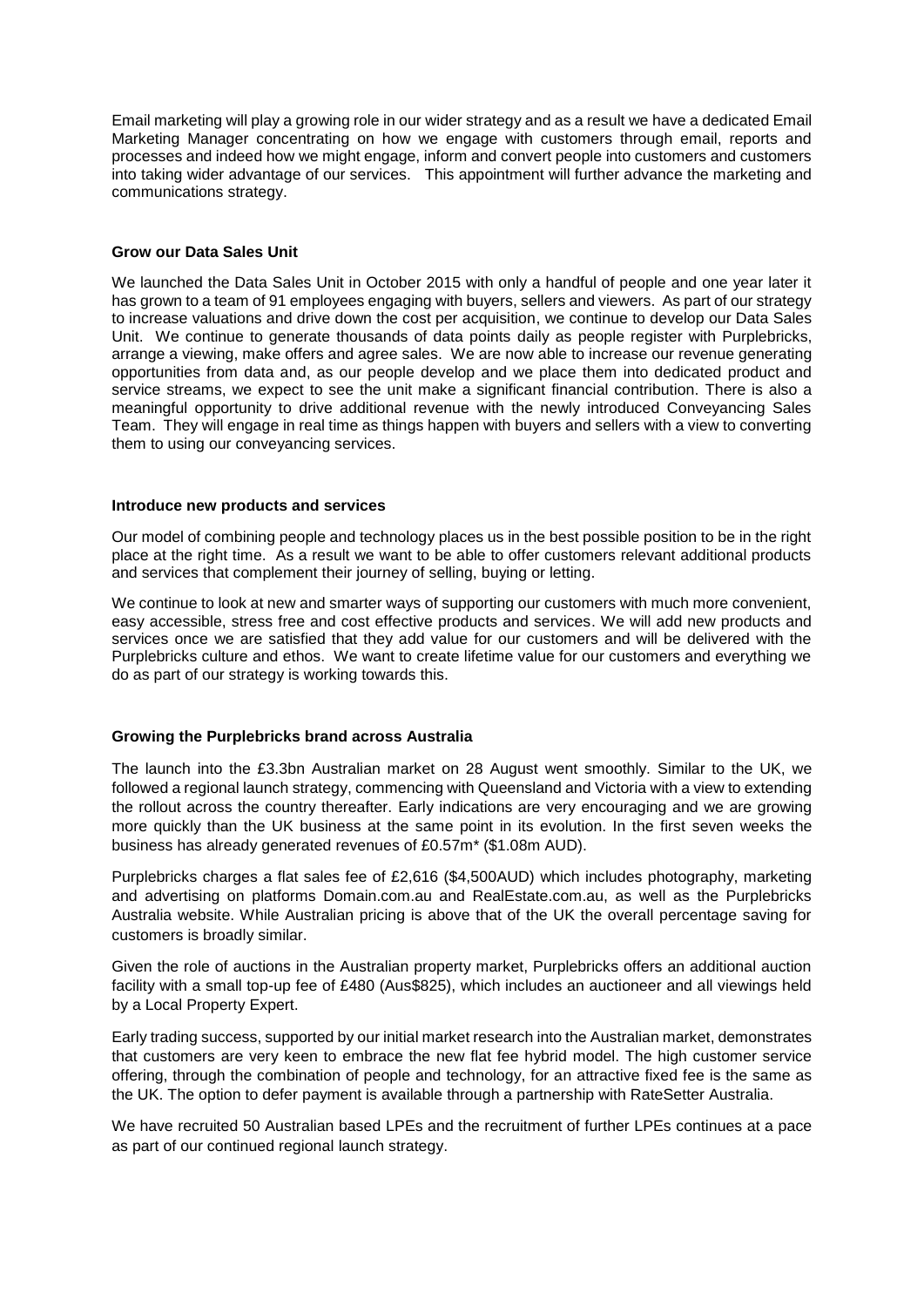Email marketing will play a growing role in our wider strategy and as a result we have a dedicated Email Marketing Manager concentrating on how we engage with customers through email, reports and processes and indeed how we might engage, inform and convert people into customers and customers into taking wider advantage of our services. This appointment will further advance the marketing and communications strategy.

**Grow our Data Sales Unit**

We launched the Data Sales Unit in October 2015 with only a handful of people and one year later it has grown to a team of 91 employees engaging with buyers, sellers and viewers. As part of our strategy to increase valuations and drive down the cost per acquisition, we continue to develop our Data Sales Unit. We continue to generate thousands of data points daily as people register with Purplebricks, arrange a viewing, make offers and agree sales. We are now able to increase our revenue generating opportunities from data and, as our people develop and we place them into dedicated product and service streams, we expect to see the unit make a significant financial contribution. There is also a meaningful opportunity to drive additional revenue with the newly introduced Conveyancing Sales Team. They will engage in real time as things happen with buyers and sellers with a view to converting them to using our conveyancing services.

**Introduce new products and services**

Our model of combining people and technology places us in the best possible position to be in the right place at the right time. As a result we want to be able to offer customers relevant additional products and services that complement their journey of selling, buying or letting.

We continue to look at new and smarter ways of supporting our customers with much more convenient, easy accessible, stress free and cost effective products and services. We will add new products and services once we are satisfied that they add value for our customers and will be delivered with the Purplebricks culture and ethos. We want to create lifetime value for our customers and everything we do as part of our strategy is working towards this.

**Growing the Purplebricks brand across Australia**

The launch into the £3.3bn Australian market on 28 August went smoothly. Similar to the UK, we followed a regional launch strategy, commencing with Queensland and Victoria with a view to extending the rollout across the country thereafter. Early indications are very encouraging and we are growing more quickly than the UK business at the same point in its evolution. In the first seven weeks the business has already generated revenues of £0.57m* ($1.08m AUD).

Purplebricks charges a flat sales fee of £2,616 ($4,500AUD) which includes photography, marketing and advertising on platforms Domain.com.au and RealEstate.com.au, as well as the Purplebricks Australia website. While Australian pricing is above that of the UK the overall percentage saving for customers is broadly similar.

Given the role of auctions in the Australian property market, Purplebricks offers an additional auction facility with a small top-up fee of £480 (Aus$825), which includes an auctioneer and all viewings held by a Local Property Expert.

Early trading success, supported by our initial market research into the Australian market, demonstrates that customers are very keen to embrace the new flat fee hybrid model. The high customer service offering, through the combination of people and technology, for an attractive fixed fee is the same as the UK. The option to defer payment is available through a partnership with RateSetter Australia.

We have recruited 50 Australian based LPEs and the recruitment of further LPEs continues at a pace as part of our continued regional launch strategy.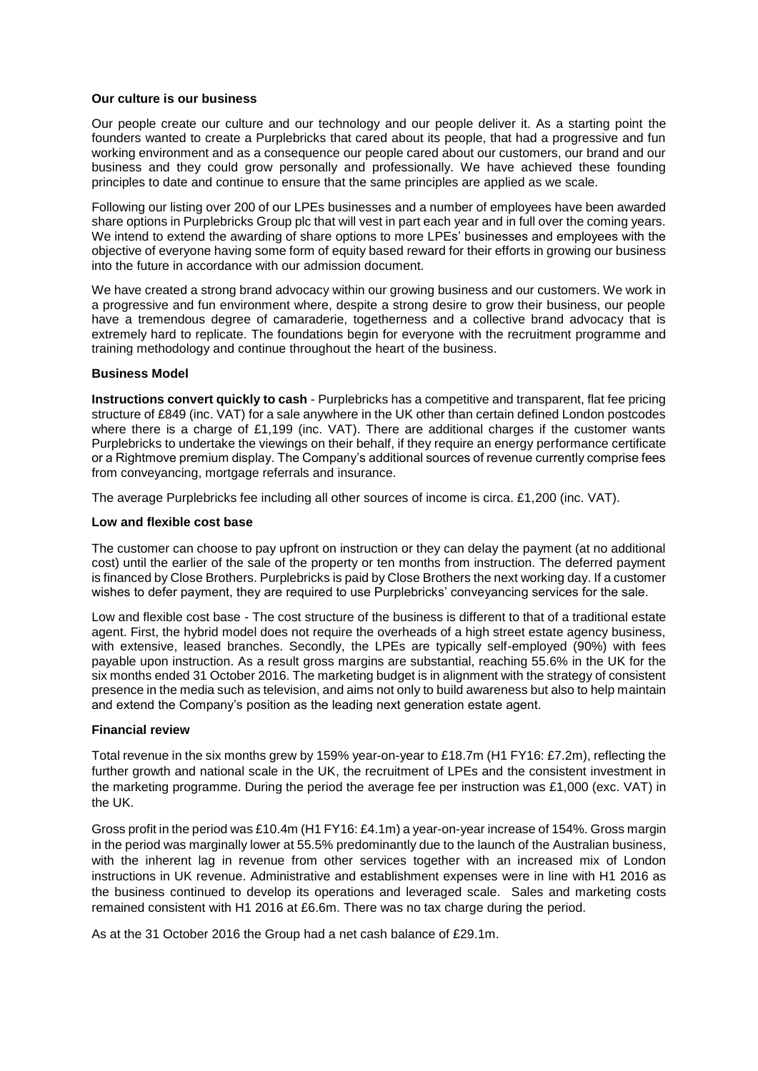**Our culture is our business**

Our people create our culture and our technology and our people deliver it. As a starting point the founders wanted to create a Purplebricks that cared about its people, that had a progressive and fun working environment and as a consequence our people cared about our customers, our brand and our business and they could grow personally and professionally. We have achieved these founding principles to date and continue to ensure that the same principles are applied as we scale.

Following our listing over 200 of our LPEs businesses and a number of employees have been awarded share options in Purplebricks Group plc that will vest in part each year and in full over the coming years. We intend to extend the awarding of share options to more LPEs' businesses and employees with the objective of everyone having some form of equity based reward for their efforts in growing our business into the future in accordance with our admission document.

We have created a strong brand advocacy within our growing business and our customers. We work in a progressive and fun environment where, despite a strong desire to grow their business, our people have a tremendous degree of camaraderie, togetherness and a collective brand advocacy that is extremely hard to replicate. The foundations begin for everyone with the recruitment programme and training methodology and continue throughout the heart of the business.

**Business Model**

**Instructions convert quickly to cash** - Purplebricks has a competitive and transparent, flat fee pricing structure of £849 (inc. VAT) for a sale anywhere in the UK other than certain defined London postcodes where there is a charge of £1,199 (inc. VAT). There are additional charges if the customer wants Purplebricks to undertake the viewings on their behalf, if they require an energy performance certificate or a Rightmove premium display. The Company's additional sources of revenue currently comprise fees from conveyancing, mortgage referrals and insurance.

The average Purplebricks fee including all other sources of income is circa. £1,200 (inc. VAT).

**Low and flexible cost base**

The customer can choose to pay upfront on instruction or they can delay the payment (at no additional cost) until the earlier of the sale of the property or ten months from instruction. The deferred payment is financed by Close Brothers. Purplebricks is paid by Close Brothers the next working day. If a customer wishes to defer payment, they are required to use Purplebricks' conveyancing services for the sale.

Low and flexible cost base - The cost structure of the business is different to that of a traditional estate agent. First, the hybrid model does not require the overheads of a high street estate agency business, with extensive, leased branches. Secondly, the LPEs are typically self-employed (90%) with fees payable upon instruction. As a result gross margins are substantial, reaching 55.6% in the UK for the six months ended 31 October 2016. The marketing budget is in alignment with the strategy of consistent presence in the media such as television, and aims not only to build awareness but also to help maintain and extend the Company's position as the leading next generation estate agent.

**Financial review**

Total revenue in the six months grew by 159% year-on-year to £18.7m (H1 FY16: £7.2m), reflecting the further growth and national scale in the UK, the recruitment of LPEs and the consistent investment in the marketing programme. During the period the average fee per instruction was £1,000 (exc. VAT) in the UK.

Gross profit in the period was £10.4m (H1 FY16: £4.1m) a year-on-year increase of 154%. Gross margin in the period was marginally lower at 55.5% predominantly due to the launch of the Australian business, with the inherent lag in revenue from other services together with an increased mix of London instructions in UK revenue. Administrative and establishment expenses were in line with H1 2016 as the business continued to develop its operations and leveraged scale. Sales and marketing costs remained consistent with H1 2016 at £6.6m. There was no tax charge during the period.

As at the 31 October 2016 the Group had a net cash balance of £29.1m.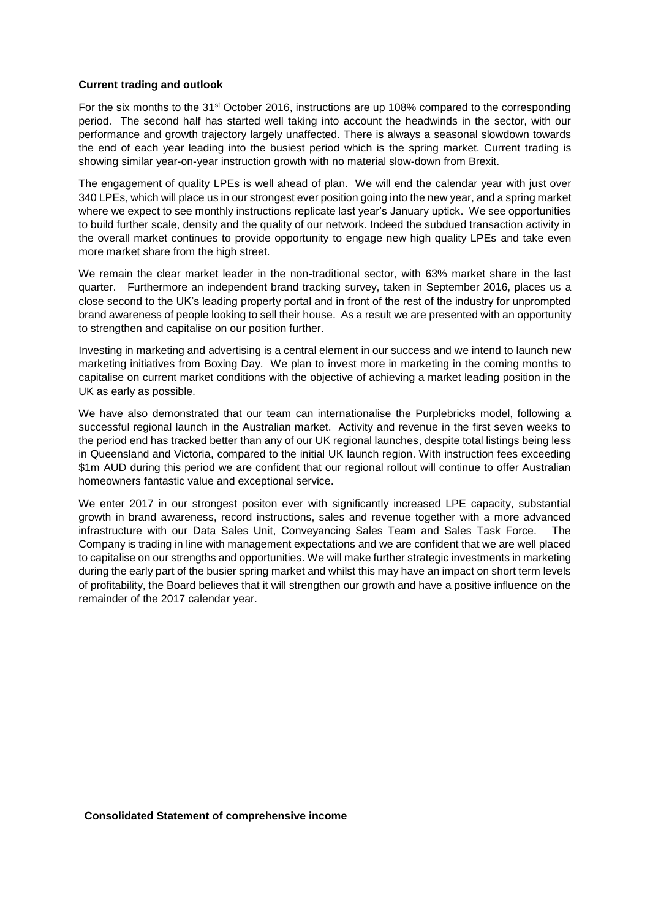**Current trading and outlook**

For the six months to the 31st October 2016, instructions are up 108% compared to the corresponding period. The second half has started well taking into account the headwinds in the sector, with our performance and growth trajectory largely unaffected. There is always a seasonal slowdown towards the end of each year leading into the busiest period which is the spring market. Current trading is showing similar year-on-year instruction growth with no material slow-down from Brexit.

The engagement of quality LPEs is well ahead of plan. We will end the calendar year with just over 340 LPEs, which will place us in our strongest ever position going into the new year, and a spring market where we expect to see monthly instructions replicate last year's January uptick. We see opportunities to build further scale, density and the quality of our network. Indeed the subdued transaction activity in the overall market continues to provide opportunity to engage new high quality LPEs and take even more market share from the high street.

We remain the clear market leader in the non-traditional sector, with 63% market share in the last quarter. Furthermore an independent brand tracking survey, taken in September 2016, places us a close second to the UK's leading property portal and in front of the rest of the industry for unprompted brand awareness of people looking to sell their house. As a result we are presented with an opportunity to strengthen and capitalise on our position further.

Investing in marketing and advertising is a central element in our success and we intend to launch new marketing initiatives from Boxing Day. We plan to invest more in marketing in the coming months to capitalise on current market conditions with the objective of achieving a market leading position in the UK as early as possible.

We have also demonstrated that our team can internationalise the Purplebricks model, following a successful regional launch in the Australian market. Activity and revenue in the first seven weeks to the period end has tracked better than any of our UK regional launches, despite total listings being less in Queensland and Victoria, compared to the initial UK launch region. With instruction fees exceeding $1m AUD during this period we are confident that our regional rollout will continue to offer Australian homeowners fantastic value and exceptional service.

We enter 2017 in our strongest positon ever with significantly increased LPE capacity, substantial growth in brand awareness, record instructions, sales and revenue together with a more advanced infrastructure with our Data Sales Unit, Conveyancing Sales Team and Sales Task Force. The Company is trading in line with management expectations and we are confident that we are well placed to capitalise on our strengths and opportunities. We will make further strategic investments in marketing during the early part of the busier spring market and whilst this may have an impact on short term levels of profitability, the Board believes that it will strengthen our growth and have a positive influence on the remainder of the 2017 calendar year.

**Consolidated Statement of comprehensive income**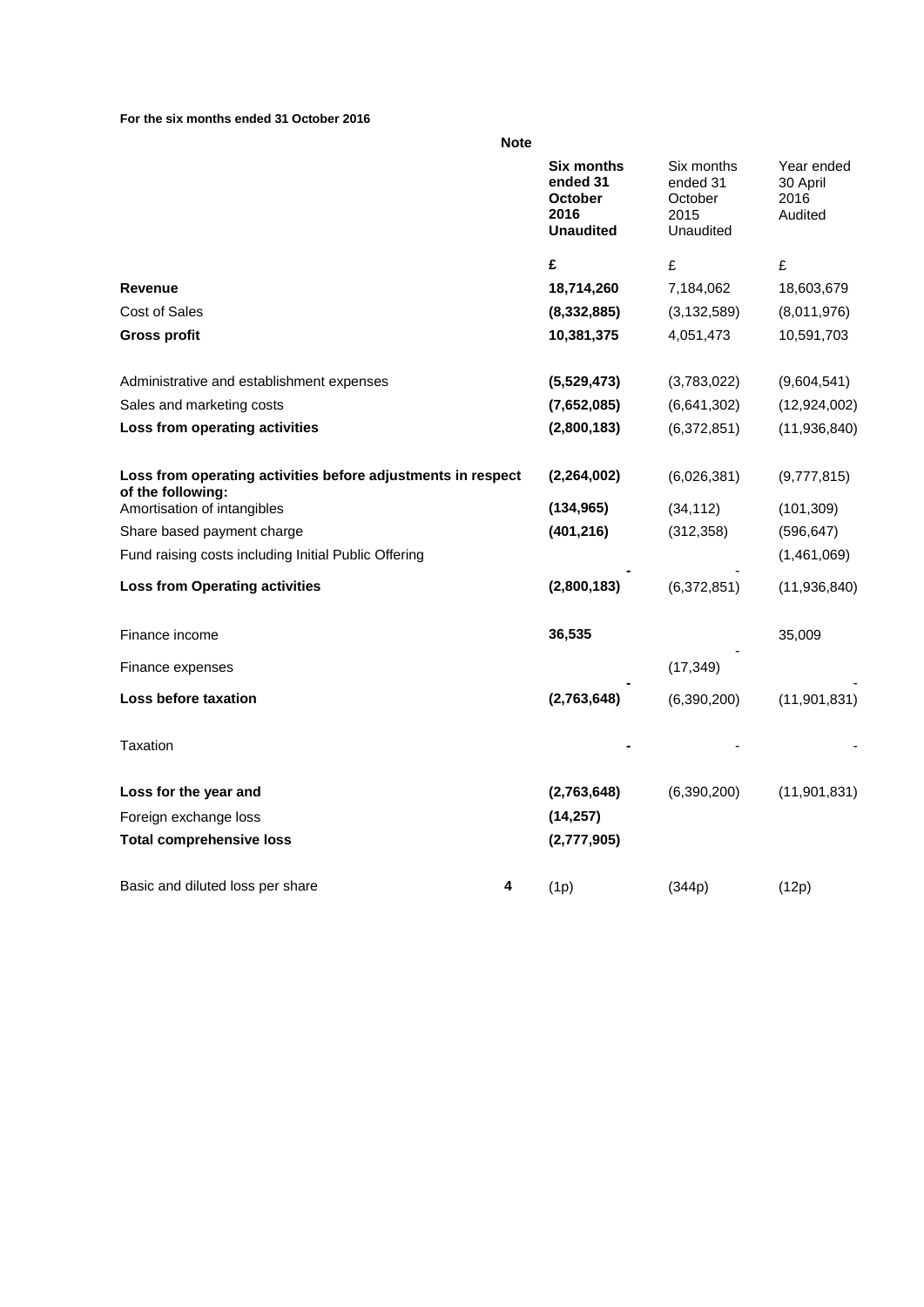**For the six months ended 31 October 2016**

| | Note | **Six months ended 31 October 2016 Unaudited** | Six months ended 31 October 2015 Unaudited | Year ended 30 April 2016 Audited |
|---|---|---|---|---|
| | | **£** | £ | £ |
| **Revenue** | | **18,714,260** | 7,184,062 | 18,603,679 |
| Cost of Sales | | **(8,332,885)** | (3,132,589) | (8,011,976) |
| **Gross profit** | | **10,381,375** | 4,051,473 | 10,591,703 |
| | | | | |
| Administrative and establishment expenses | | **(5,529,473)** | (3,783,022) | (9,604,541) |
| Sales and marketing costs | | **(7,652,085)** | (6,641,302) | (12,924,002) |
| **Loss from operating activities** | | **(2,800,183)** | (6,372,851) | (11,936,840) |
| | | | | |
| **Loss from operating activities before adjustments in respect of the following:** | | **(2,264,002)** | (6,026,381) | (9,777,815) |
| Amortisation of intangibles | | **(134,965)** | (34,112) | (101,309) |
| Share based payment charge | | **(401,216)** | (312,358) | (596,647) |
| Fund raising costs including Initial Public Offering | | **-** | - | (1,461,069) |
| **Loss from Operating activities** | | **(2,800,183)** | (6,372,851) | (11,936,840) |
| | | | | |
| Finance income | | **36,535** | - | 35,009 |
| Finance expenses | | **-** | (17,349) | - |
| **Loss before taxation** | | **(2,763,648)** | (6,390,200) | (11,901,831) |
| | | | | |
| Taxation | | **-** | - | - |
| | | | | |
| **Loss for the year and** | | **(2,763,648)** | (6,390,200) | (11,901,831) |
| Foreign exchange loss | | **(14,257)** | | |
| **Total comprehensive loss** | | **(2,777,905)** | | |
| | | | | |
| Basic and diluted loss per share | **4** | (1p) | (344p) | (12p) |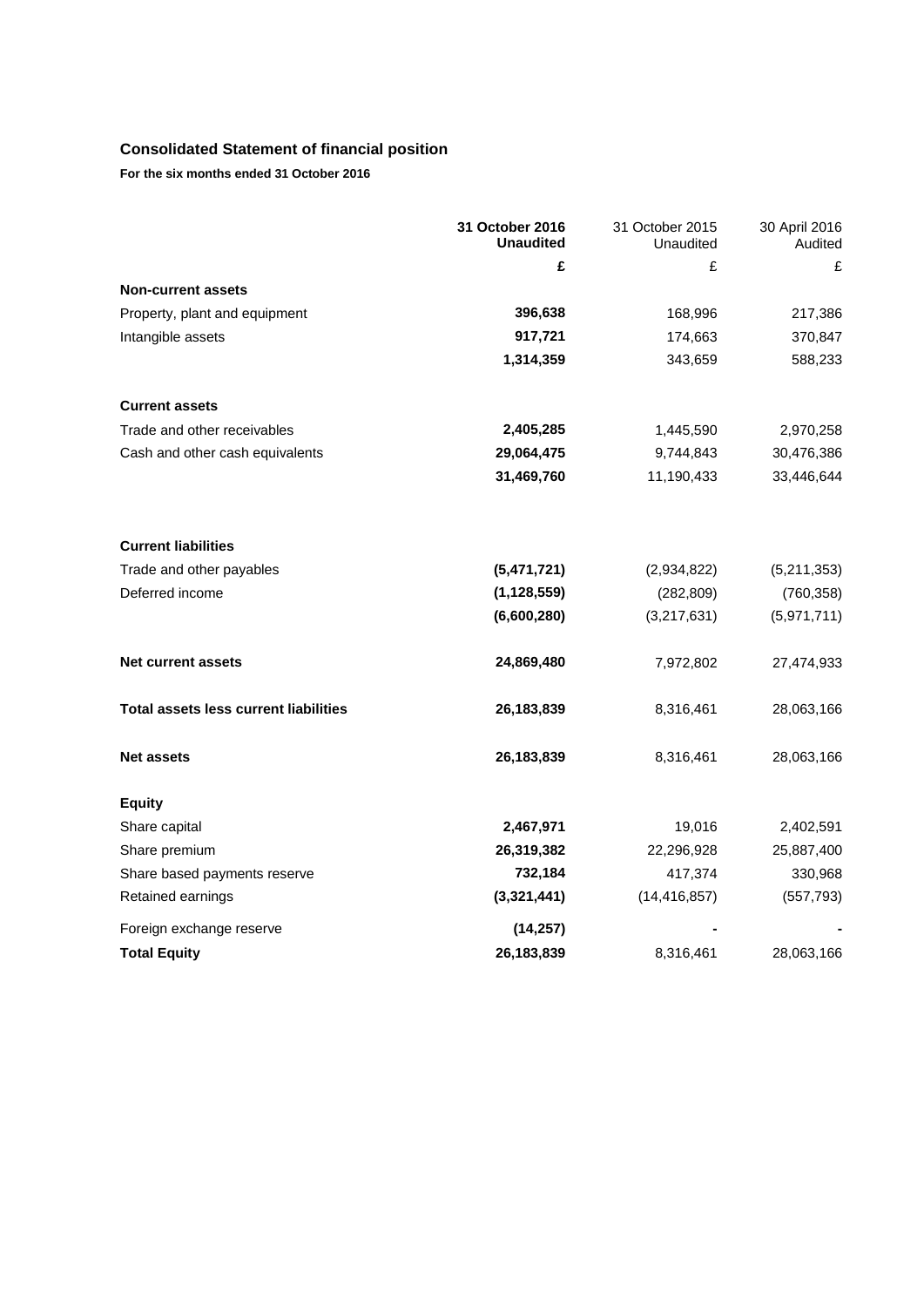## Consolidated Statement of financial position

**For the six months ended 31 October 2016**

| | **31 October 2016 Unaudited** | 31 October 2015 Unaudited | 30 April 2016 Audited |
|---|---|---|---|
| | **£** | £ | £ |
| **Non-current assets** | | | |
| Property, plant and equipment | **396,638** | 168,996 | 217,386 |
| Intangible assets | **917,721** | 174,663 | 370,847 |
| | **1,314,359** | 343,659 | 588,233 |
| **Current assets** | | | |
| Trade and other receivables | **2,405,285** | 1,445,590 | 2,970,258 |
| Cash and other cash equivalents | **29,064,475** | 9,744,843 | 30,476,386 |
| | **31,469,760** | 11,190,433 | 33,446,644 |
| **Current liabilities** | | | |
| Trade and other payables | **(5,471,721)** | (2,934,822) | (5,211,353) |
| Deferred income | **(1,128,559)** | (282,809) | (760,358) |
| | **(6,600,280)** | (3,217,631) | (5,971,711) |
| **Net current assets** | **24,869,480** | 7,972,802 | 27,474,933 |
| **Total assets less current liabilities** | **26,183,839** | 8,316,461 | 28,063,166 |
| **Net assets** | **26,183,839** | 8,316,461 | 28,063,166 |
| **Equity** | | | |
| Share capital | **2,467,971** | 19,016 | 2,402,591 |
| Share premium | **26,319,382** | 22,296,928 | 25,887,400 |
| Share based payments reserve | **732,184** | 417,374 | 330,968 |
| Retained earnings | **(3,321,441)** | (14,416,857) | (557,793) |
| Foreign exchange reserve | **(14,257)** | - | - |
| **Total Equity** | **26,183,839** | 8,316,461 | 28,063,166 |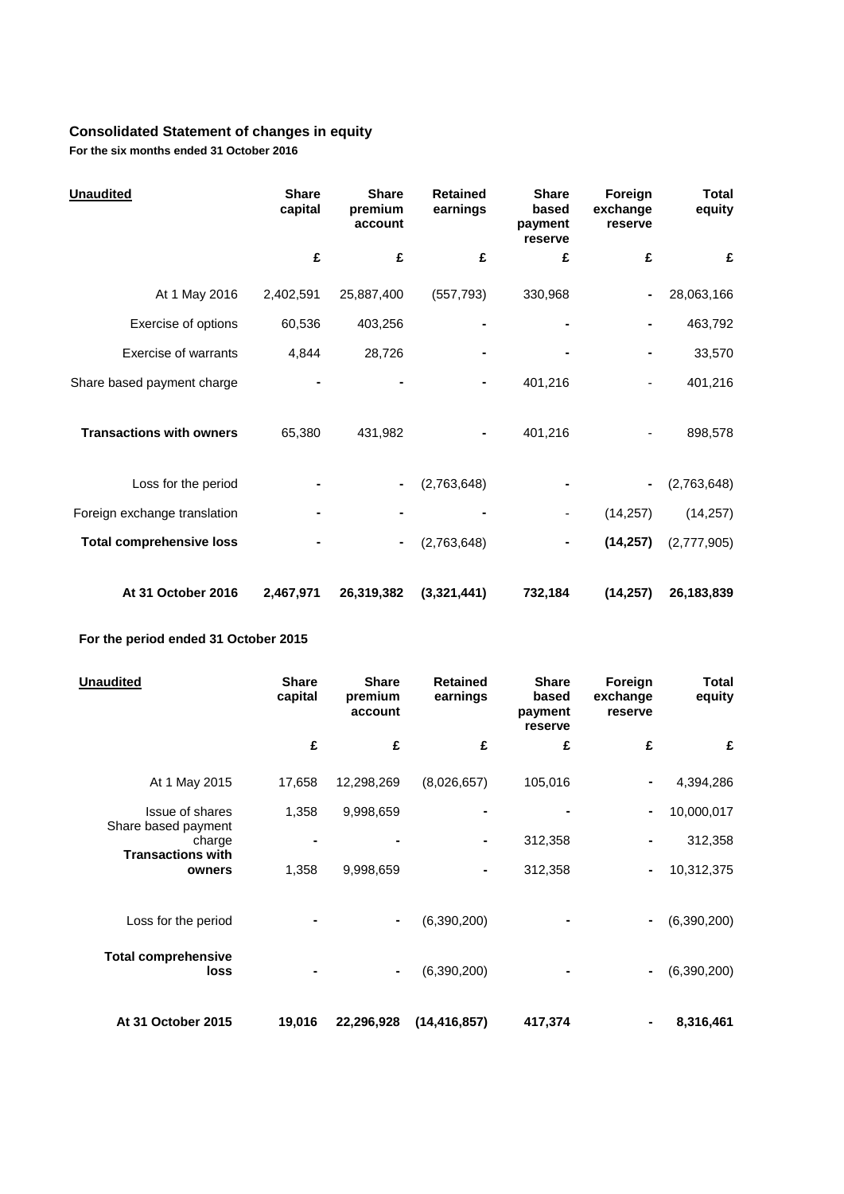## Consolidated Statement of changes in equity

**For the six months ended 31 October 2016**

| Unaudited | Share capital | Share premium account | Retained earnings | Share based payment reserve | Foreign exchange reserve | Total equity |
|---|---|---|---|---|---|---|
| | £ | £ | £ | £ | £ | £ |
| At 1 May 2016 | 2,402,591 | 25,887,400 | (557,793) | 330,968 | - | 28,063,166 |
| Exercise of options | 60,536 | 403,256 | - | - | - | 463,792 |
| Exercise of warrants | 4,844 | 28,726 | - | - | - | 33,570 |
| Share based payment charge | - | - | - | 401,216 | - | 401,216 |
| **Transactions with owners** | 65,380 | 431,982 | - | 401,216 | - | 898,578 |
| Loss for the period | - | - | (2,763,648) | - | - | (2,763,648) |
| Foreign exchange translation | - | - | - | - | (14,257) | (14,257) |
| **Total comprehensive loss** | - | - | (2,763,648) | - | **(14,257)** | (2,777,905) |
| **At 31 October 2016** | **2,467,971** | **26,319,382** | **(3,321,441)** | **732,184** | **(14,257)** | **26,183,839** |

**For the period ended 31 October 2015**

| Unaudited | Share capital | Share premium account | Retained earnings | Share based payment reserve | Foreign exchange reserve | Total equity |
|---|---|---|---|---|---|---|
| | £ | £ | £ | £ | £ | £ |
| At 1 May 2015 | 17,658 | 12,298,269 | (8,026,657) | 105,016 | - | 4,394,286 |
| Issue of shares | 1,358 | 9,998,659 | - | - | - | 10,000,017 |
| Share based payment charge | - | - | - | 312,358 | - | 312,358 |
| **Transactions with owners** | 1,358 | 9,998,659 | - | 312,358 | - | 10,312,375 |
| Loss for the period | - | - | (6,390,200) | - | - | (6,390,200) |
| **Total comprehensive loss** | - | - | (6,390,200) | - | - | (6,390,200) |
| **At 31 October 2015** | **19,016** | **22,296,928** | **(14,416,857)** | **417,374** | **-** | **8,316,461** |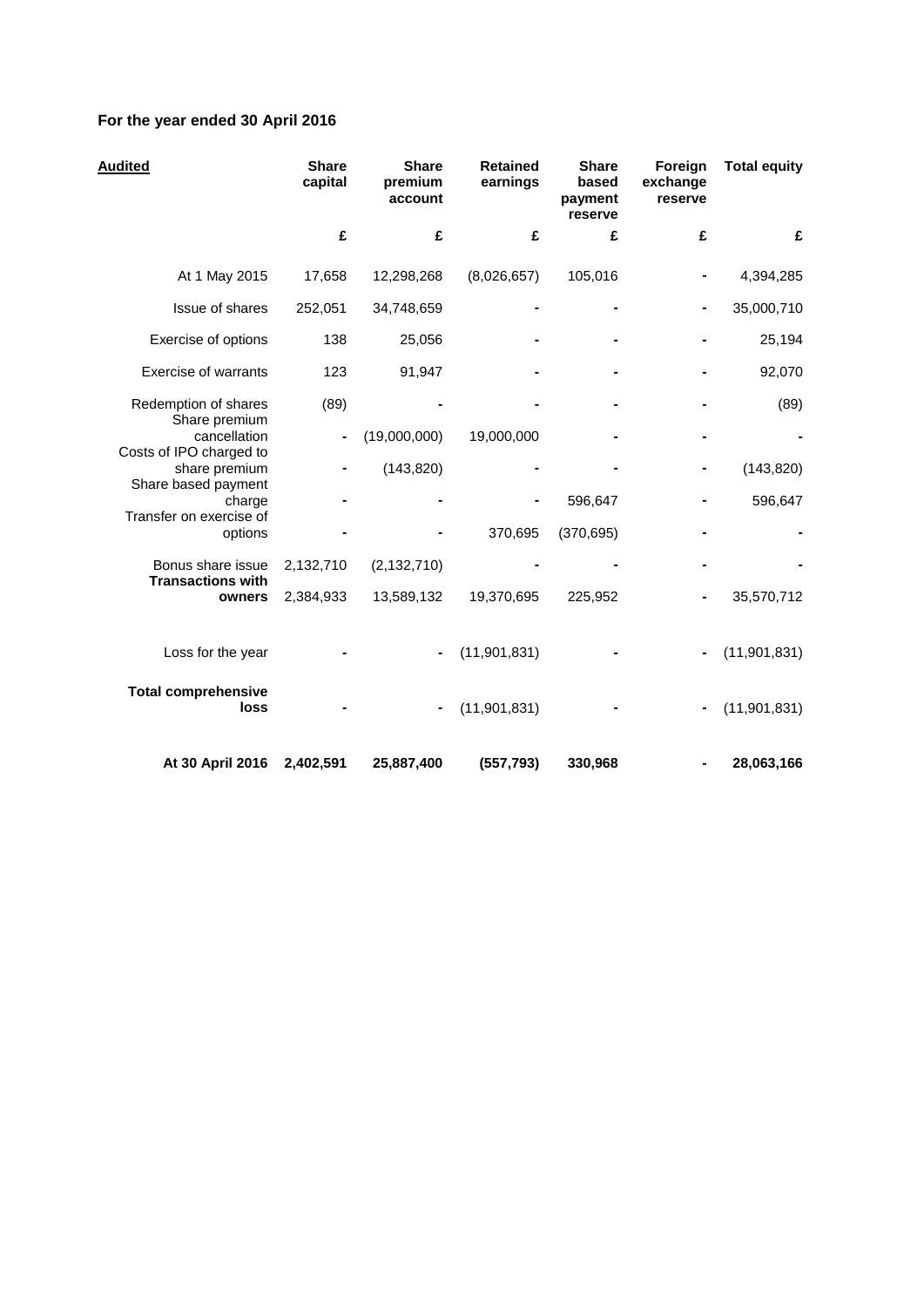**For the year ended 30 April 2016**

| <u>**Audited**</u> | **Share capital** | **Share premium account** | **Retained earnings** | **Share based payment reserve** | **Foreign exchange reserve** | **Total equity** |
|---|---|---|---|---|---|---|
| | **£** | **£** | **£** | **£** | **£** | **£** |
| At 1 May 2015 | 17,658 | 12,298,268 | (8,026,657) | 105,016 | - | 4,394,285 |
| Issue of shares | 252,051 | 34,748,659 | - | - | - | 35,000,710 |
| Exercise of options | 138 | 25,056 | - | - | - | 25,194 |
| Exercise of warrants | 123 | 91,947 | - | - | - | 92,070 |
| Redemption of shares | (89) | - | - | - | - | (89) |
| Share premium cancellation | - | (19,000,000) | 19,000,000 | - | - | - |
| Costs of IPO charged to share premium | - | (143,820) | - | - | - | (143,820) |
| Share based payment charge | - | - | - | 596,647 | - | 596,647 |
| Transfer on exercise of options | - | - | 370,695 | (370,695) | - | - |
| Bonus share issue | 2,132,710 | (2,132,710) | - | - | - | - |
| **Transactions with owners** | 2,384,933 | 13,589,132 | 19,370,695 | 225,952 | - | 35,570,712 |
| Loss for the year | - | - | (11,901,831) | - | - | (11,901,831) |
| **Total comprehensive loss** | - | - | (11,901,831) | - | - | (11,901,831) |
| **At 30 April 2016** | **2,402,591** | **25,887,400** | **(557,793)** | **330,968** | **-** | **28,063,166** |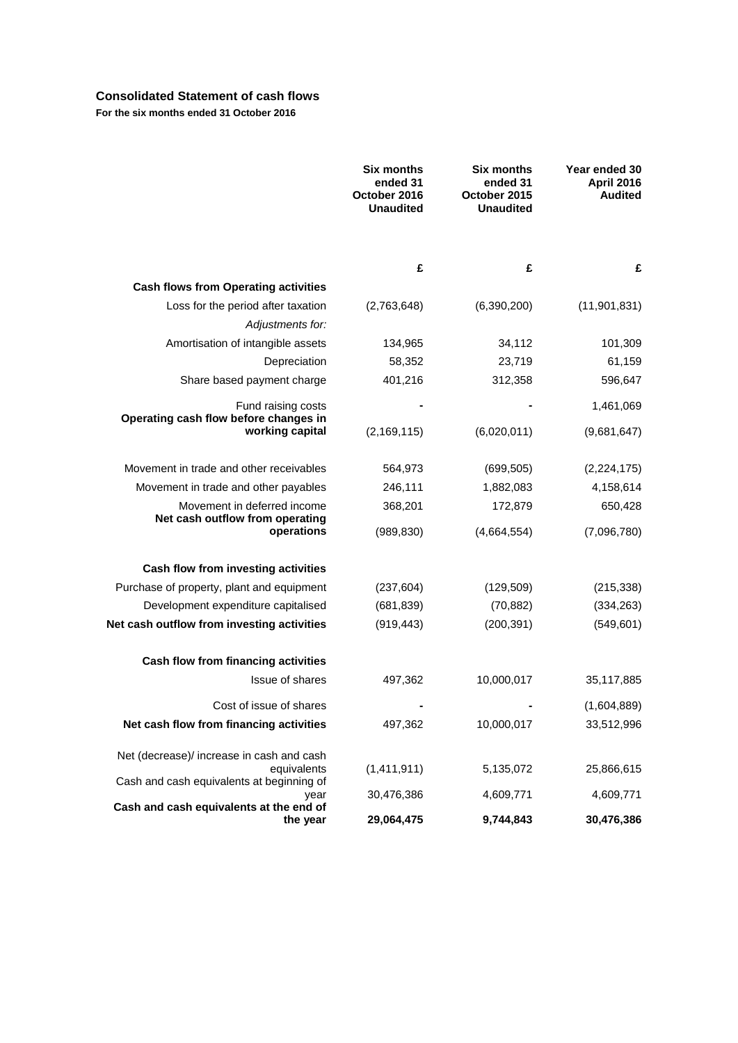## Consolidated Statement of cash flows

**For the six months ended 31 October 2016**

| | **Six months ended 31 October 2016 Unaudited** | **Six months ended 31 October 2015 Unaudited** | **Year ended 30 April 2016 Audited** |
|---|---|---|---|
| | **£** | **£** | **£** |
| **Cash flows from Operating activities** | | | |
| Loss for the period after taxation | (2,763,648) | (6,390,200) | (11,901,831) |
| *Adjustments for:* | | | |
| Amortisation of intangible assets | 134,965 | 34,112 | 101,309 |
| Depreciation | 58,352 | 23,719 | 61,159 |
| Share based payment charge | 401,216 | 312,358 | 596,647 |
| Fund raising costs | - | - | 1,461,069 |
| **Operating cash flow before changes in working capital** | (2,169,115) | (6,020,011) | (9,681,647) |
| Movement in trade and other receivables | 564,973 | (699,505) | (2,224,175) |
| Movement in trade and other payables | 246,111 | 1,882,083 | 4,158,614 |
| Movement in deferred income | 368,201 | 172,879 | 650,428 |
| **Net cash outflow from operating operations** | (989,830) | (4,664,554) | (7,096,780) |
| **Cash flow from investing activities** | | | |
| Purchase of property, plant and equipment | (237,604) | (129,509) | (215,338) |
| Development expenditure capitalised | (681,839) | (70,882) | (334,263) |
| **Net cash outflow from investing activities** | (919,443) | (200,391) | (549,601) |
| **Cash flow from financing activities** | | | |
| Issue of shares | 497,362 | 10,000,017 | 35,117,885 |
| Cost of issue of shares | - | - | (1,604,889) |
| **Net cash flow from financing activities** | 497,362 | 10,000,017 | 33,512,996 |
| Net (decrease)/ increase in cash and cash equivalents | (1,411,911) | 5,135,072 | 25,866,615 |
| Cash and cash equivalents at beginning of year | 30,476,386 | 4,609,771 | 4,609,771 |
| **Cash and cash equivalents at the end of the year** | **29,064,475** | **9,744,843** | **30,476,386** |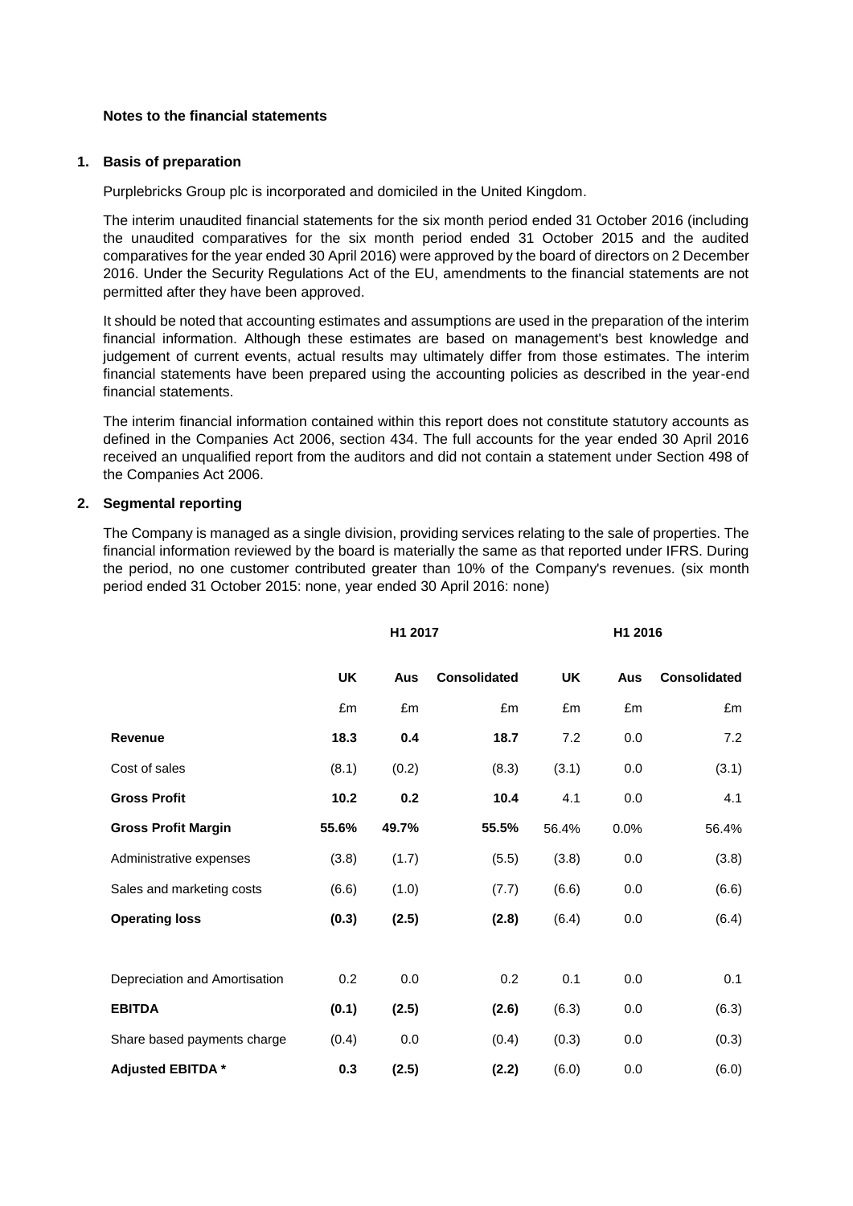## Notes to the financial statements

### 1. Basis of preparation

Purplebricks Group plc is incorporated and domiciled in the United Kingdom.

The interim unaudited financial statements for the six month period ended 31 October 2016 (including the unaudited comparatives for the six month period ended 31 October 2015 and the audited comparatives for the year ended 30 April 2016) were approved by the board of directors on 2 December 2016. Under the Security Regulations Act of the EU, amendments to the financial statements are not permitted after they have been approved.

It should be noted that accounting estimates and assumptions are used in the preparation of the interim financial information. Although these estimates are based on management's best knowledge and judgement of current events, actual results may ultimately differ from those estimates. The interim financial statements have been prepared using the accounting policies as described in the year-end financial statements.

The interim financial information contained within this report does not constitute statutory accounts as defined in the Companies Act 2006, section 434. The full accounts for the year ended 30 April 2016 received an unqualified report from the auditors and did not contain a statement under Section 498 of the Companies Act 2006.

### 2. Segmental reporting

The Company is managed as a single division, providing services relating to the sale of properties. The financial information reviewed by the board is materially the same as that reported under IFRS. During the period, no one customer contributed greater than 10% of the Company's revenues. (six month period ended 31 October 2015: none, year ended 30 April 2016: none)

| | H1 2017 | | | H1 2016 | | |
|---|---|---|---|---|---|---|
| | **UK** | **Aus** | **Consolidated** | **UK** | **Aus** | **Consolidated** |
| | £m | £m | £m | £m | £m | £m |
| **Revenue** | **18.3** | **0.4** | **18.7** | 7.2 | 0.0 | 7.2 |
| Cost of sales | (8.1) | (0.2) | (8.3) | (3.1) | 0.0 | (3.1) |
| **Gross Profit** | **10.2** | **0.2** | **10.4** | 4.1 | 0.0 | 4.1 |
| **Gross Profit Margin** | **55.6%** | **49.7%** | **55.5%** | 56.4% | 0.0% | 56.4% |
| Administrative expenses | (3.8) | (1.7) | (5.5) | (3.8) | 0.0 | (3.8) |
| Sales and marketing costs | (6.6) | (1.0) | (7.7) | (6.6) | 0.0 | (6.6) |
| **Operating loss** | **(0.3)** | **(2.5)** | **(2.8)** | (6.4) | 0.0 | (6.4) |
| | | | | | | |
| Depreciation and Amortisation | 0.2 | 0.0 | 0.2 | 0.1 | 0.0 | 0.1 |
| **EBITDA** | **(0.1)** | **(2.5)** | **(2.6)** | (6.3) | 0.0 | (6.3) |
| Share based payments charge | (0.4) | 0.0 | (0.4) | (0.3) | 0.0 | (0.3) |
| **Adjusted EBITDA *** | **0.3** | **(2.5)** | **(2.2)** | (6.0) | 0.0 | (6.0) |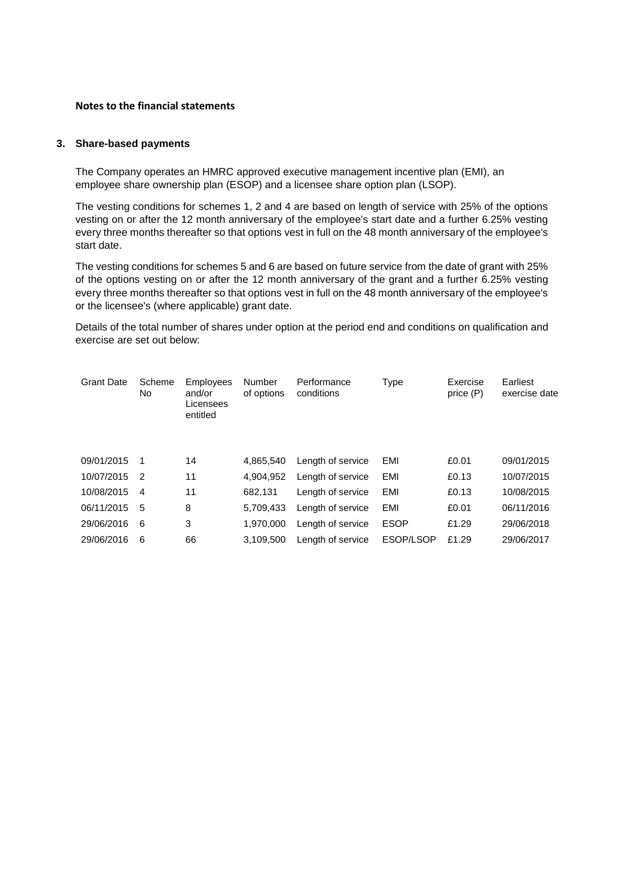**Notes to the financial statements**

### 3. Share-based payments

The Company operates an HMRC approved executive management incentive plan (EMI), an employee share ownership plan (ESOP) and a licensee share option plan (LSOP).

The vesting conditions for schemes 1, 2 and 4 are based on length of service with 25% of the options vesting on or after the 12 month anniversary of the employee's start date and a further 6.25% vesting every three months thereafter so that options vest in full on the 48 month anniversary of the employee's start date.

The vesting conditions for schemes 5 and 6 are based on future service from the date of grant with 25% of the options vesting on or after the 12 month anniversary of the grant and a further 6.25% vesting every three months thereafter so that options vest in full on the 48 month anniversary of the employee's or the licensee's (where applicable) grant date.

Details of the total number of shares under option at the period end and conditions on qualification and exercise are set out below:

| Grant Date | Scheme No | Employees and/or Licensees entitled | Number of options | Performance conditions | Type | Exercise price (P) | Earliest exercise date |
|---|---|---|---|---|---|---|---|
| 09/01/2015 | 1 | 14 | 4,865,540 | Length of service | EMI | £0.01 | 09/01/2015 |
| 10/07/2015 | 2 | 11 | 4,904,952 | Length of service | EMI | £0.13 | 10/07/2015 |
| 10/08/2015 | 4 | 11 | 682,131 | Length of service | EMI | £0.13 | 10/08/2015 |
| 06/11/2015 | 5 | 8 | 5,709,433 | Length of service | EMI | £0.01 | 06/11/2016 |
| 29/06/2016 | 6 | 3 | 1,970,000 | Length of service | ESOP | £1.29 | 29/06/2018 |
| 29/06/2016 | 6 | 66 | 3,109,500 | Length of service | ESOP/LSOP | £1.29 | 29/06/2017 |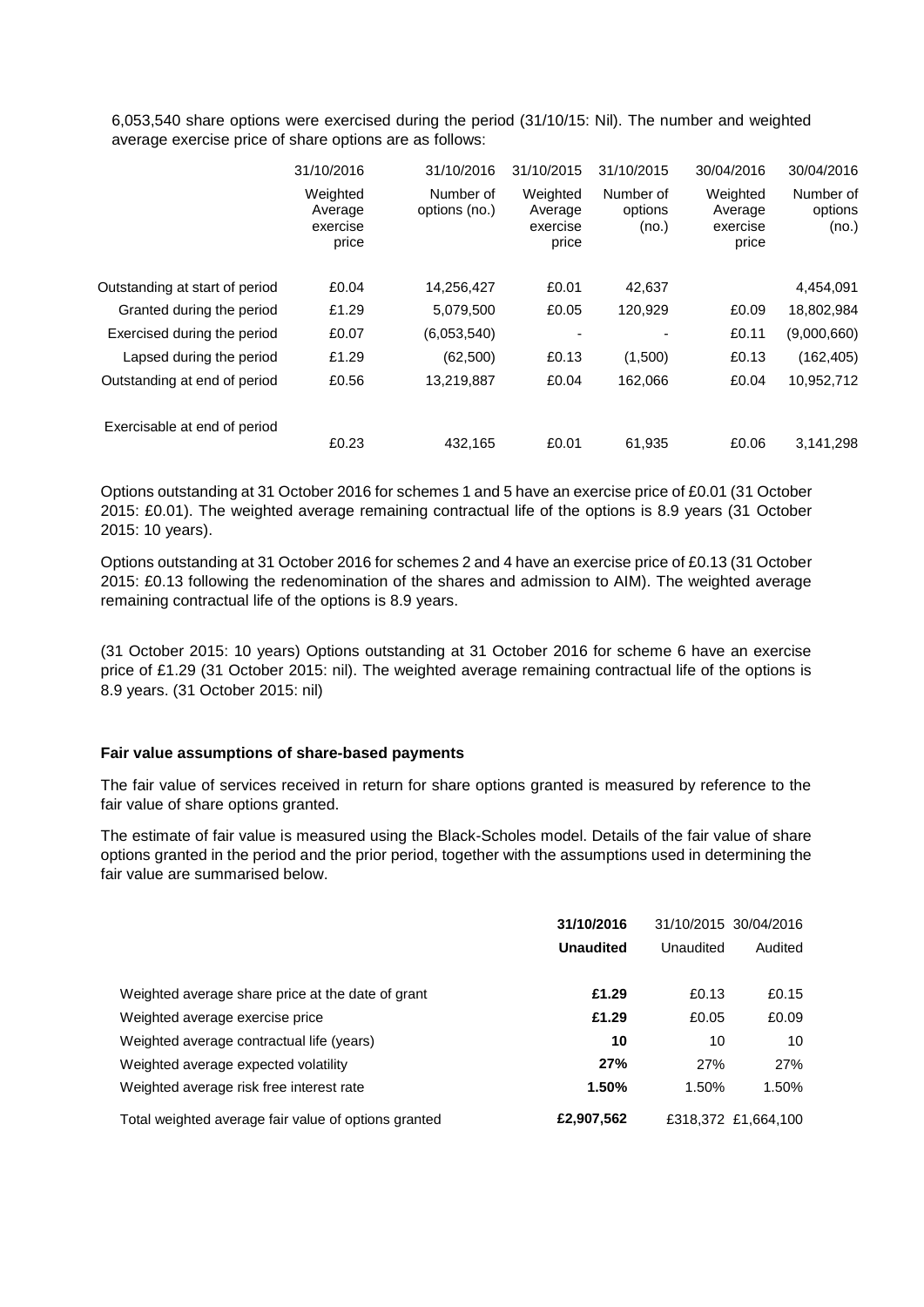6,053,540 share options were exercised during the period (31/10/15: Nil). The number and weighted average exercise price of share options are as follows:

| | 31/10/2016 | 31/10/2016 | 31/10/2015 | 31/10/2015 | 30/04/2016 | 30/04/2016 |
|---|---|---|---|---|---|---|
| | Weighted Average exercise price | Number of options (no.) | Weighted Average exercise price | Number of options (no.) | Weighted Average exercise price | Number of options (no.) |
| Outstanding at start of period | £0.04 | 14,256,427 | £0.01 | 42,637 | | 4,454,091 |
| Granted during the period | £1.29 | 5,079,500 | £0.05 | 120,929 | £0.09 | 18,802,984 |
| Exercised during the period | £0.07 | (6,053,540) | - | - | £0.11 | (9,000,660) |
| Lapsed during the period | £1.29 | (62,500) | £0.13 | (1,500) | £0.13 | (162,405) |
| Outstanding at end of period | £0.56 | 13,219,887 | £0.04 | 162,066 | £0.04 | 10,952,712 |
| Exercisable at end of period | £0.23 | 432,165 | £0.01 | 61,935 | £0.06 | 3,141,298 |

Options outstanding at 31 October 2016 for schemes 1 and 5 have an exercise price of £0.01 (31 October 2015: £0.01). The weighted average remaining contractual life of the options is 8.9 years (31 October 2015: 10 years).

Options outstanding at 31 October 2016 for schemes 2 and 4 have an exercise price of £0.13 (31 October 2015: £0.13 following the redenomination of the shares and admission to AIM). The weighted average remaining contractual life of the options is 8.9 years.

(31 October 2015: 10 years) Options outstanding at 31 October 2016 for scheme 6 have an exercise price of £1.29 (31 October 2015: nil). The weighted average remaining contractual life of the options is 8.9 years. (31 October 2015: nil)

**Fair value assumptions of share-based payments**

The fair value of services received in return for share options granted is measured by reference to the fair value of share options granted.

The estimate of fair value is measured using the Black-Scholes model. Details of the fair value of share options granted in the period and the prior period, together with the assumptions used in determining the fair value are summarised below.

| | **31/10/2016** | 31/10/2015 | 30/04/2016 |
|---|---|---|---|
| | **Unaudited** | Unaudited | Audited |
| Weighted average share price at the date of grant | **£1.29** | £0.13 | £0.15 |
| Weighted average exercise price | **£1.29** | £0.05 | £0.09 |
| Weighted average contractual life (years) | **10** | 10 | 10 |
| Weighted average expected volatility | **27%** | 27% | 27% |
| Weighted average risk free interest rate | **1.50%** | 1.50% | 1.50% |
| Total weighted average fair value of options granted | **£2,907,562** | £318,372 | £1,664,100 |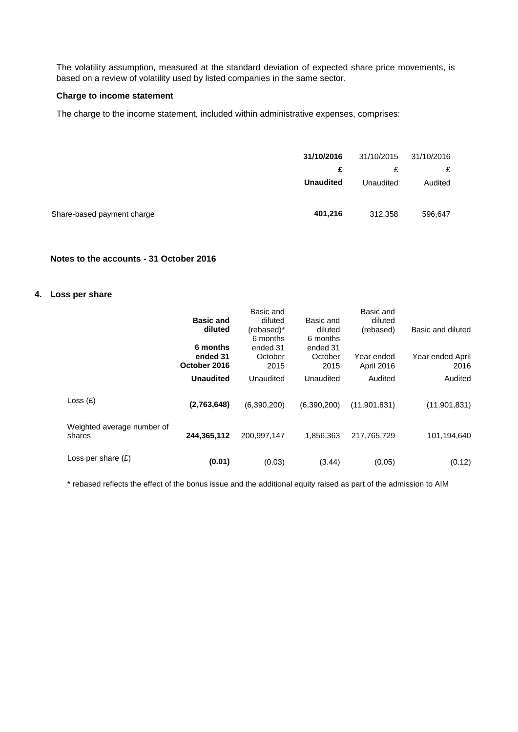The volatility assumption, measured at the standard deviation of expected share price movements, is based on a review of volatility used by listed companies in the same sector.

**Charge to income statement**

The charge to the income statement, included within administrative expenses, comprises:

| | **31/10/2016** | 31/10/2015 | 31/10/2016 |
|---|---|---|---|
| | **£** | £ | £ |
| | **Unaudited** | Unaudited | Audited |
| Share-based payment charge | **401,216** | 312,358 | 596,647 |

**Notes to the accounts - 31 October 2016**

**4. Loss per share**

| | **Basic and diluted** | Basic and diluted (rebased)* | Basic and diluted | Basic and diluted (rebased) | Basic and diluted |
|---|---|---|---|---|---|
| | **6 months ended 31 October 2016** | 6 months ended 31 October 2015 | 6 months ended 31 October 2015 | Year ended April 2016 | Year ended April 2016 |
| | **Unaudited** | Unaudited | Unaudited | Audited | Audited |
| Loss (£) | **(2,763,648)** | (6,390,200) | (6,390,200) | (11,901,831) | (11,901,831) |
| Weighted average number of shares | **244,365,112** | 200,997,147 | 1,856,363 | 217,765,729 | 101,194,640 |
| Loss per share (£) | **(0.01)** | (0.03) | (3.44) | (0.05) | (0.12) |

* rebased reflects the effect of the bonus issue and the additional equity raised as part of the admission to AIM